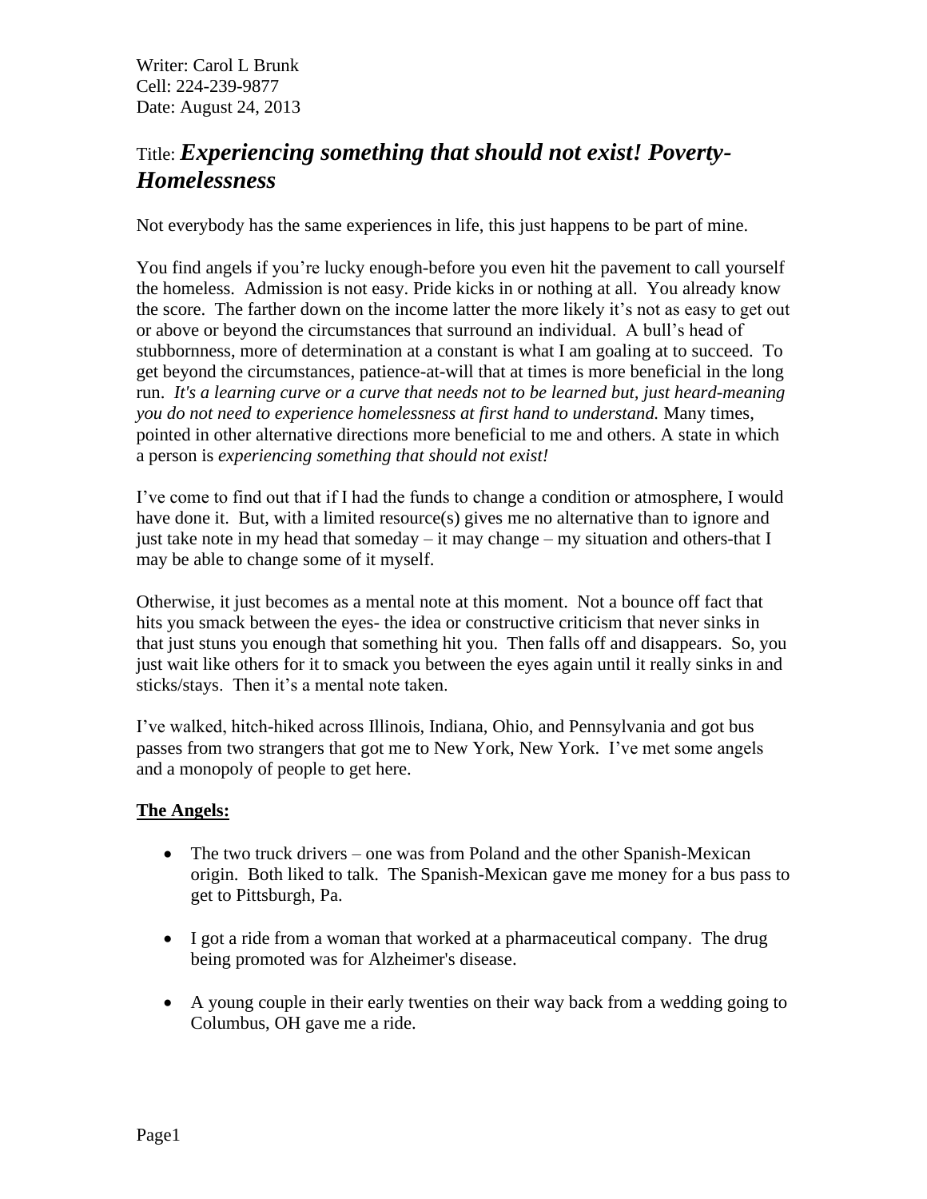Writer: Carol L Brunk
Cell: 224-239-9877
Date: August 24, 2013

# Title: *Experiencing something that should not exist! Poverty-Homelessness*

Not everybody has the same experiences in life, this just happens to be part of mine.

You find angels if you're lucky enough-before you even hit the pavement to call yourself the homeless. Admission is not easy. Pride kicks in or nothing at all. You already know the score. The farther down on the income latter the more likely it's not as easy to get out or above or beyond the circumstances that surround an individual. A bull's head of stubbornness, more of determination at a constant is what I am goaling at to succeed. To get beyond the circumstances, patience-at-will that at times is more beneficial in the long run. *It's a learning curve or a curve that needs not to be learned but, just heard-meaning you do not need to experience homelessness at first hand to understand.* Many times, pointed in other alternative directions more beneficial to me and others. A state in which a person is *experiencing something that should not exist!*

I've come to find out that if I had the funds to change a condition or atmosphere, I would have done it. But, with a limited resource(s) gives me no alternative than to ignore and just take note in my head that someday – it may change – my situation and others-that I may be able to change some of it myself.

Otherwise, it just becomes as a mental note at this moment. Not a bounce off fact that hits you smack between the eyes- the idea or constructive criticism that never sinks in that just stuns you enough that something hit you. Then falls off and disappears. So, you just wait like others for it to smack you between the eyes again until it really sinks in and sticks/stays. Then it's a mental note taken.

I've walked, hitch-hiked across Illinois, Indiana, Ohio, and Pennsylvania and got bus passes from two strangers that got me to New York, New York. I've met some angels and a monopoly of people to get here.

**The Angels:**

- The two truck drivers – one was from Poland and the other Spanish-Mexican origin. Both liked to talk. The Spanish-Mexican gave me money for a bus pass to get to Pittsburgh, Pa.

- I got a ride from a woman that worked at a pharmaceutical company. The drug being promoted was for Alzheimer's disease.

- A young couple in their early twenties on their way back from a wedding going to Columbus, OH gave me a ride.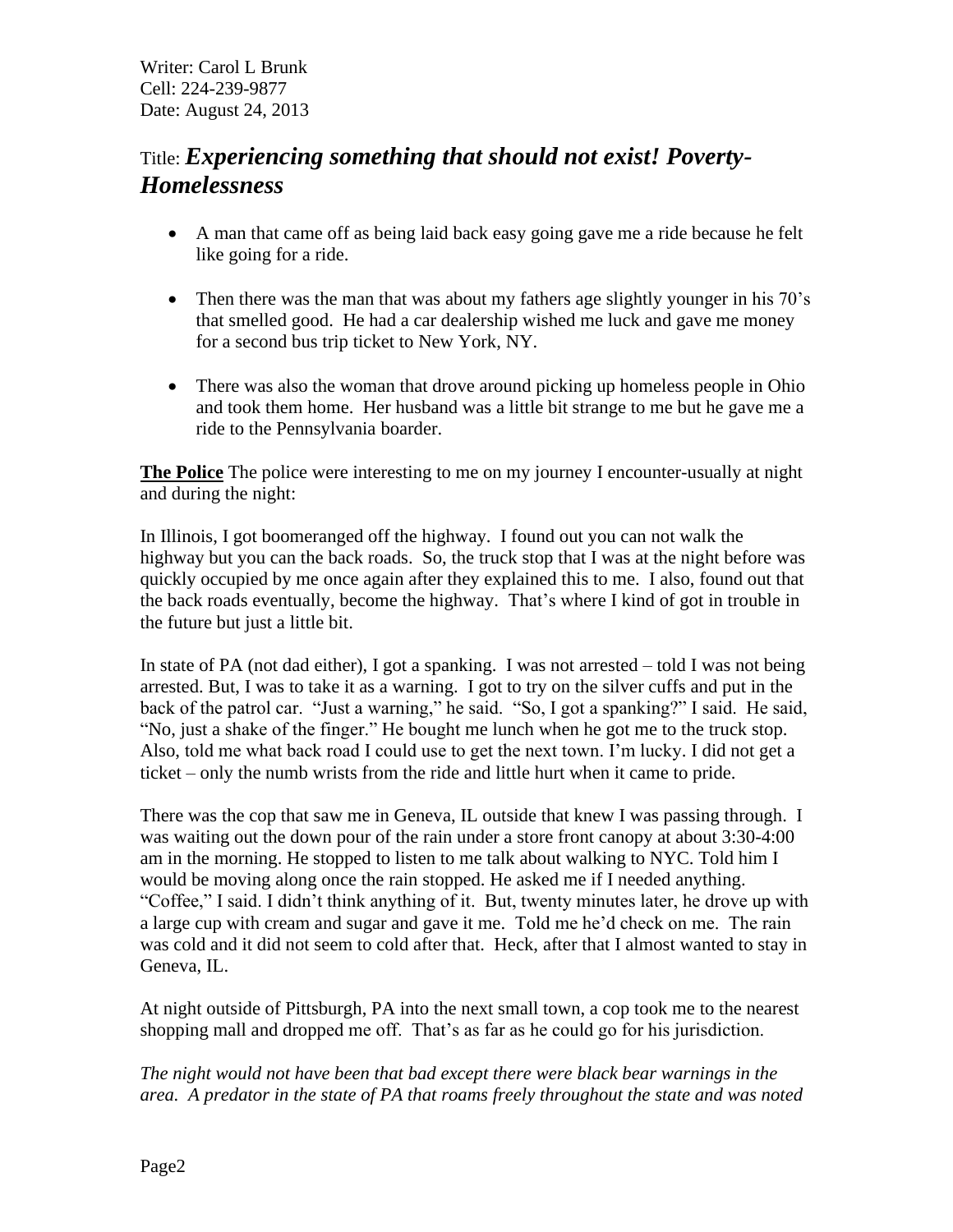Writer: Carol L Brunk
Cell: 224-239-9877
Date: August 24, 2013

Title: ***Experiencing something that should not exist! Poverty-Homelessness***

- A man that came off as being laid back easy going gave me a ride because he felt like going for a ride.

- Then there was the man that was about my fathers age slightly younger in his 70's that smelled good. He had a car dealership wished me luck and gave me money for a second bus trip ticket to New York, NY.

- There was also the woman that drove around picking up homeless people in Ohio and took them home. Her husband was a little bit strange to me but he gave me a ride to the Pennsylvania boarder.

**<u>The Police</u>** The police were interesting to me on my journey I encounter-usually at night and during the night:

In Illinois, I got boomeranged off the highway. I found out you can not walk the highway but you can the back roads. So, the truck stop that I was at the night before was quickly occupied by me once again after they explained this to me. I also, found out that the back roads eventually, become the highway. That's where I kind of got in trouble in the future but just a little bit.

In state of PA (not dad either), I got a spanking. I was not arrested – told I was not being arrested. But, I was to take it as a warning. I got to try on the silver cuffs and put in the back of the patrol car. "Just a warning," he said. "So, I got a spanking?" I said. He said, "No, just a shake of the finger." He bought me lunch when he got me to the truck stop. Also, told me what back road I could use to get the next town. I'm lucky. I did not get a ticket – only the numb wrists from the ride and little hurt when it came to pride.

There was the cop that saw me in Geneva, IL outside that knew I was passing through. I was waiting out the down pour of the rain under a store front canopy at about 3:30-4:00 am in the morning. He stopped to listen to me talk about walking to NYC. Told him I would be moving along once the rain stopped. He asked me if I needed anything. "Coffee," I said. I didn't think anything of it. But, twenty minutes later, he drove up with a large cup with cream and sugar and gave it me. Told me he'd check on me. The rain was cold and it did not seem to cold after that. Heck, after that I almost wanted to stay in Geneva, IL.

At night outside of Pittsburgh, PA into the next small town, a cop took me to the nearest shopping mall and dropped me off. That's as far as he could go for his jurisdiction.

*The night would not have been that bad except there were black bear warnings in the area. A predator in the state of PA that roams freely throughout the state and was noted*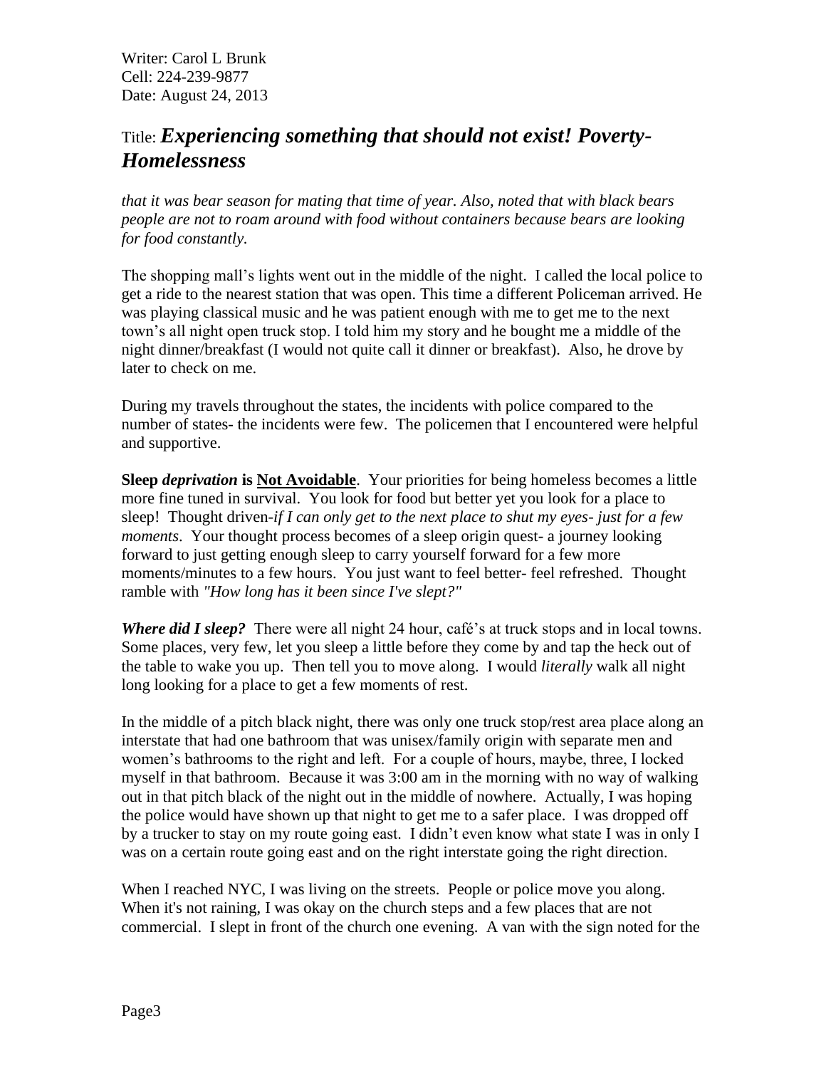Writer: Carol L Brunk
Cell: 224-239-9877
Date: August 24, 2013

Title: ***Experiencing something that should not exist! Poverty-Homelessness***

*that it was bear season for mating that time of year. Also, noted that with black bears people are not to roam around with food without containers because bears are looking for food constantly.*

The shopping mall's lights went out in the middle of the night. I called the local police to get a ride to the nearest station that was open. This time a different Policeman arrived. He was playing classical music and he was patient enough with me to get me to the next town's all night open truck stop. I told him my story and he bought me a middle of the night dinner/breakfast (I would not quite call it dinner or breakfast). Also, he drove by later to check on me.

During my travels throughout the states, the incidents with police compared to the number of states- the incidents were few. The policemen that I encountered were helpful and supportive.

**Sleep *deprivation* is <u>Not Avoidable</u>**. Your priorities for being homeless becomes a little more fine tuned in survival. You look for food but better yet you look for a place to sleep! Thought driven-*if I can only get to the next place to shut my eyes- just for a few moments*. Your thought process becomes of a sleep origin quest- a journey looking forward to just getting enough sleep to carry yourself forward for a few more moments/minutes to a few hours. You just want to feel better- feel refreshed. Thought ramble with *"How long has it been since I've slept?"*

***Where did I sleep?*** There were all night 24 hour, café's at truck stops and in local towns. Some places, very few, let you sleep a little before they come by and tap the heck out of the table to wake you up. Then tell you to move along. I would *literally* walk all night long looking for a place to get a few moments of rest.

In the middle of a pitch black night, there was only one truck stop/rest area place along an interstate that had one bathroom that was unisex/family origin with separate men and women's bathrooms to the right and left. For a couple of hours, maybe, three, I locked myself in that bathroom. Because it was 3:00 am in the morning with no way of walking out in that pitch black of the night out in the middle of nowhere. Actually, I was hoping the police would have shown up that night to get me to a safer place. I was dropped off by a trucker to stay on my route going east. I didn't even know what state I was in only I was on a certain route going east and on the right interstate going the right direction.

When I reached NYC, I was living on the streets. People or police move you along. When it's not raining, I was okay on the church steps and a few places that are not commercial. I slept in front of the church one evening. A van with the sign noted for the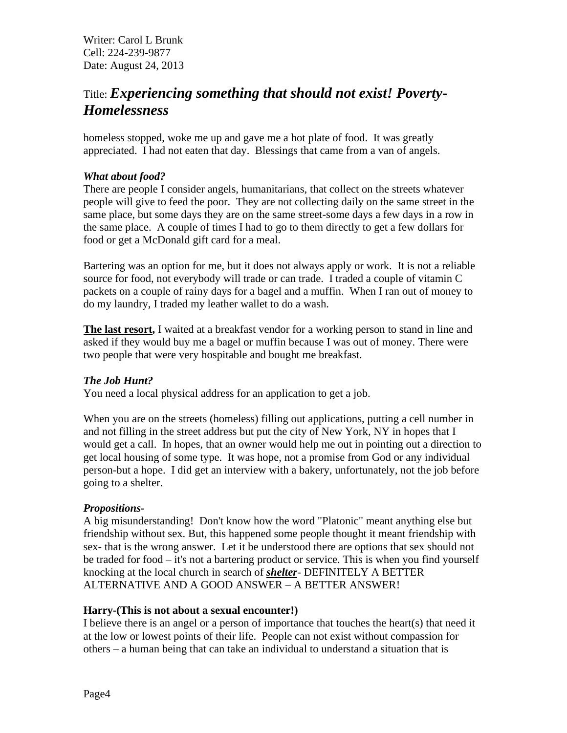homeless stopped, woke me up and gave me a hot plate of food. It was greatly appreciated. I had not eaten that day. Blessings that came from a van of angels.

***What about food?***

There are people I consider angels, humanitarians, that collect on the streets whatever people will give to feed the poor. They are not collecting daily on the same street in the same place, but some days they are on the same street-some days a few days in a row in the same place. A couple of times I had to go to them directly to get a few dollars for food or get a McDonald gift card for a meal.

Bartering was an option for me, but it does not always apply or work. It is not a reliable source for food, not everybody will trade or can trade. I traded a couple of vitamin C packets on a couple of rainy days for a bagel and a muffin. When I ran out of money to do my laundry, I traded my leather wallet to do a wash.

**The last resort,** I waited at a breakfast vendor for a working person to stand in line and asked if they would buy me a bagel or muffin because I was out of money. There were two people that were very hospitable and bought me breakfast.

***The Job Hunt?***

You need a local physical address for an application to get a job.

When you are on the streets (homeless) filling out applications, putting a cell number in and not filling in the street address but put the city of New York, NY in hopes that I would get a call. In hopes, that an owner would help me out in pointing out a direction to get local housing of some type. It was hope, not a promise from God or any individual person-but a hope. I did get an interview with a bakery, unfortunately, not the job before going to a shelter.

***Propositions-***

A big misunderstanding! Don't know how the word "Platonic" meant anything else but friendship without sex. But, this happened some people thought it meant friendship with sex- that is the wrong answer. Let it be understood there are options that sex should not be traded for food – it's not a bartering product or service. This is when you find yourself knocking at the local church in search of ***shelter***- DEFINITELY A BETTER ALTERNATIVE AND A GOOD ANSWER – A BETTER ANSWER!

**Harry-(This is not about a sexual encounter!)**

I believe there is an angel or a person of importance that touches the heart(s) that need it at the low or lowest points of their life. People can not exist without compassion for others – a human being that can take an individual to understand a situation that is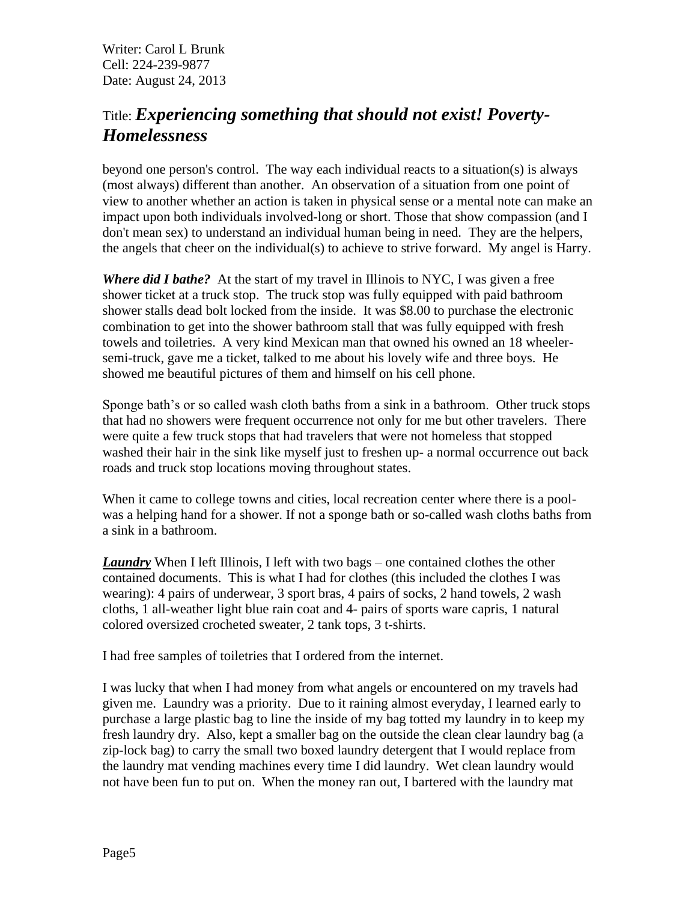beyond one person's control. The way each individual reacts to a situation(s) is always (most always) different than another. An observation of a situation from one point of view to another whether an action is taken in physical sense or a mental note can make an impact upon both individuals involved-long or short. Those that show compassion (and I don't mean sex) to understand an individual human being in need. They are the helpers, the angels that cheer on the individual(s) to achieve to strive forward. My angel is Harry.

***Where did I bathe?*** At the start of my travel in Illinois to NYC, I was given a free shower ticket at a truck stop. The truck stop was fully equipped with paid bathroom shower stalls dead bolt locked from the inside. It was $8.00 to purchase the electronic combination to get into the shower bathroom stall that was fully equipped with fresh towels and toiletries. A very kind Mexican man that owned his owned an 18 wheeler-semi-truck, gave me a ticket, talked to me about his lovely wife and three boys. He showed me beautiful pictures of them and himself on his cell phone.

Sponge bath's or so called wash cloth baths from a sink in a bathroom. Other truck stops that had no showers were frequent occurrence not only for me but other travelers. There were quite a few truck stops that had travelers that were not homeless that stopped washed their hair in the sink like myself just to freshen up- a normal occurrence out back roads and truck stop locations moving throughout states.

When it came to college towns and cities, local recreation center where there is a pool- was a helping hand for a shower. If not a sponge bath or so-called wash cloths baths from a sink in a bathroom.

***<u>Laundry</u>*** When I left Illinois, I left with two bags – one contained clothes the other contained documents. This is what I had for clothes (this included the clothes I was wearing): 4 pairs of underwear, 3 sport bras, 4 pairs of socks, 2 hand towels, 2 wash cloths, 1 all-weather light blue rain coat and 4- pairs of sports ware capris, 1 natural colored oversized crocheted sweater, 2 tank tops, 3 t-shirts.

I had free samples of toiletries that I ordered from the internet.

I was lucky that when I had money from what angels or encountered on my travels had given me. Laundry was a priority. Due to it raining almost everyday, I learned early to purchase a large plastic bag to line the inside of my bag totted my laundry in to keep my fresh laundry dry. Also, kept a smaller bag on the outside the clean clear laundry bag (a zip-lock bag) to carry the small two boxed laundry detergent that I would replace from the laundry mat vending machines every time I did laundry. Wet clean laundry would not have been fun to put on. When the money ran out, I bartered with the laundry mat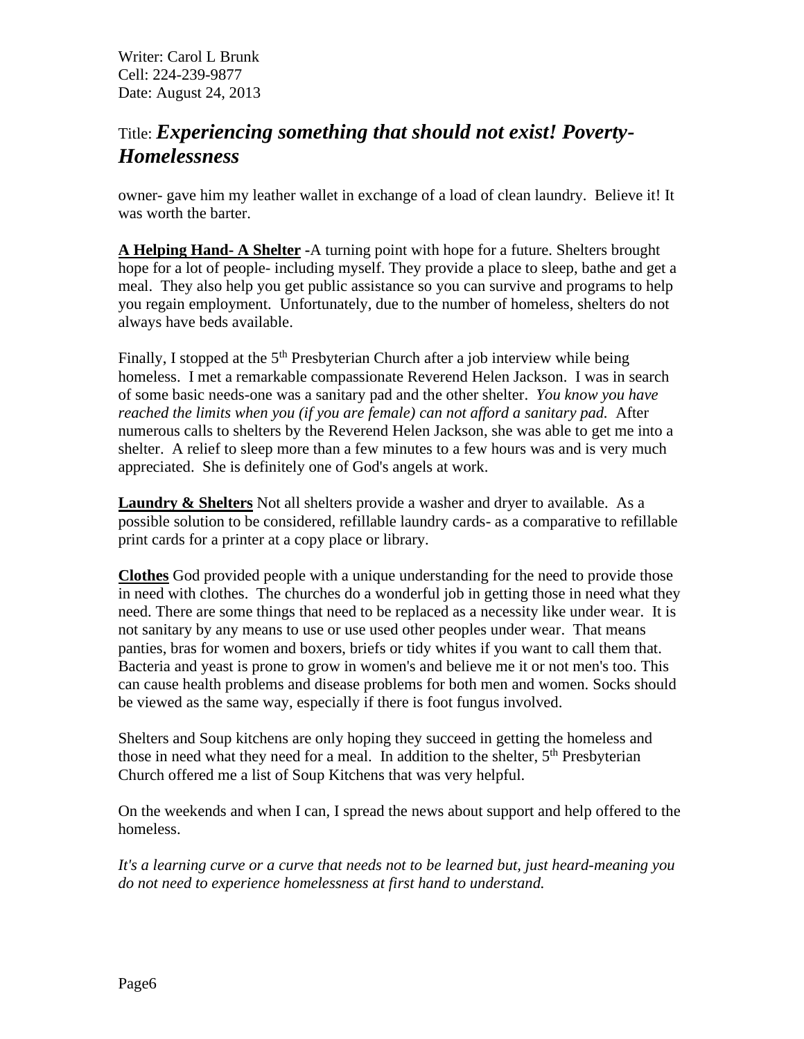Writer: Carol L Brunk
Cell: 224-239-9877
Date: August 24, 2013

Title: ***Experiencing something that should not exist! Poverty-Homelessness***

owner- gave him my leather wallet in exchange of a load of clean laundry. Believe it! It was worth the barter.

**A Helping Hand- A Shelter** -A turning point with hope for a future. Shelters brought hope for a lot of people- including myself. They provide a place to sleep, bathe and get a meal. They also help you get public assistance so you can survive and programs to help you regain employment. Unfortunately, due to the number of homeless, shelters do not always have beds available.

Finally, I stopped at the 5th Presbyterian Church after a job interview while being homeless. I met a remarkable compassionate Reverend Helen Jackson. I was in search of some basic needs-one was a sanitary pad and the other shelter. *You know you have reached the limits when you (if you are female) can not afford a sanitary pad.* After numerous calls to shelters by the Reverend Helen Jackson, she was able to get me into a shelter. A relief to sleep more than a few minutes to a few hours was and is very much appreciated. She is definitely one of God's angels at work.

**Laundry & Shelters** Not all shelters provide a washer and dryer to available. As a possible solution to be considered, refillable laundry cards- as a comparative to refillable print cards for a printer at a copy place or library.

**Clothes** God provided people with a unique understanding for the need to provide those in need with clothes. The churches do a wonderful job in getting those in need what they need. There are some things that need to be replaced as a necessity like under wear. It is not sanitary by any means to use or use used other peoples under wear. That means panties, bras for women and boxers, briefs or tidy whites if you want to call them that. Bacteria and yeast is prone to grow in women's and believe me it or not men's too. This can cause health problems and disease problems for both men and women. Socks should be viewed as the same way, especially if there is foot fungus involved.

Shelters and Soup kitchens are only hoping they succeed in getting the homeless and those in need what they need for a meal. In addition to the shelter, 5th Presbyterian Church offered me a list of Soup Kitchens that was very helpful.

On the weekends and when I can, I spread the news about support and help offered to the homeless.

*It's a learning curve or a curve that needs not to be learned but, just heard-meaning you do not need to experience homelessness at first hand to understand.*